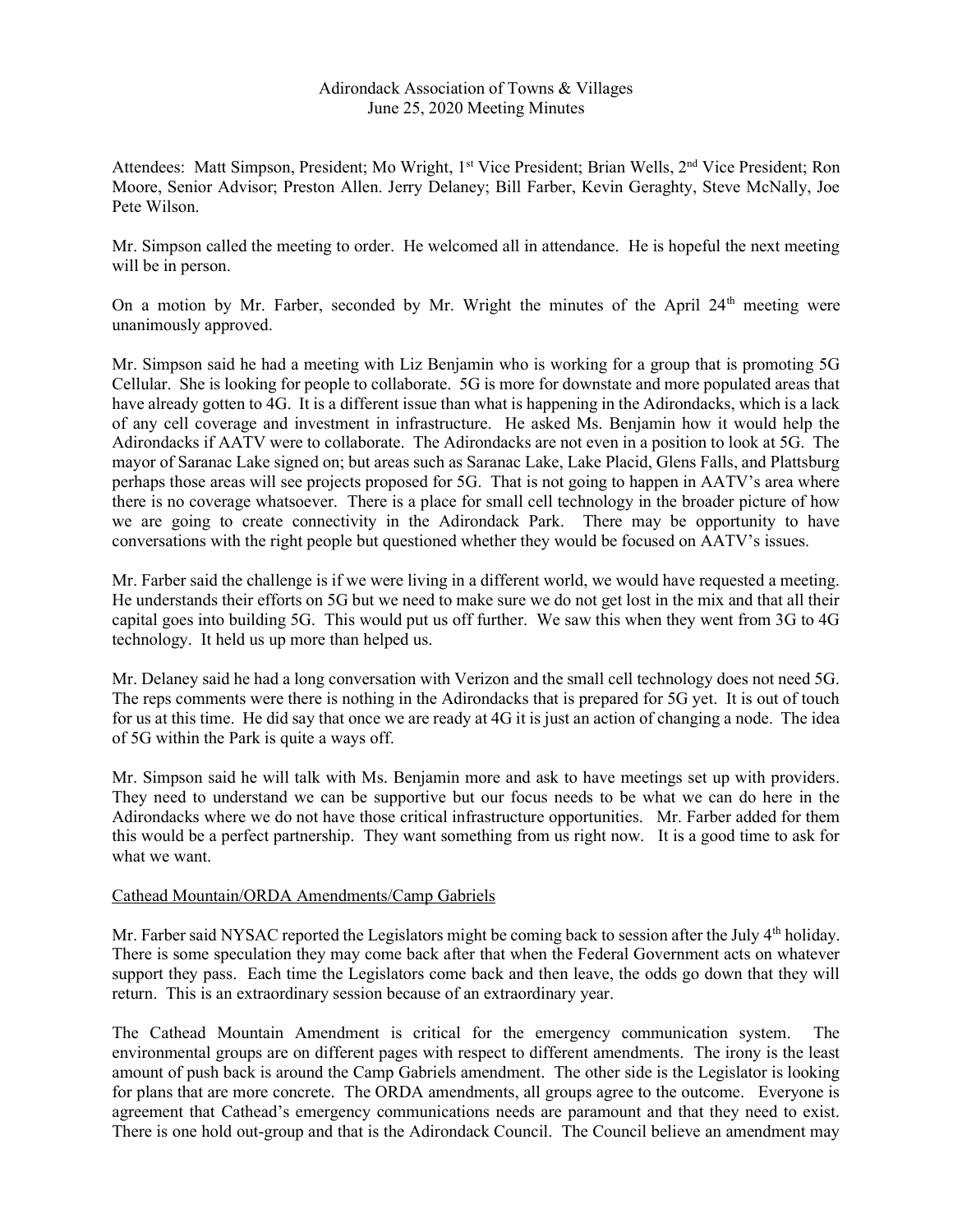Adirondack Association of Towns & Villages
June 25, 2020 Meeting Minutes

Attendees: Matt Simpson, President; Mo Wright, 1st Vice President; Brian Wells, 2nd Vice President; Ron Moore, Senior Advisor; Preston Allen. Jerry Delaney; Bill Farber, Kevin Geraghty, Steve McNally, Joe Pete Wilson.

Mr. Simpson called the meeting to order. He welcomed all in attendance. He is hopeful the next meeting will be in person.

On a motion by Mr. Farber, seconded by Mr. Wright the minutes of the April 24th meeting were unanimously approved.

Mr. Simpson said he had a meeting with Liz Benjamin who is working for a group that is promoting 5G Cellular. She is looking for people to collaborate. 5G is more for downstate and more populated areas that have already gotten to 4G. It is a different issue than what is happening in the Adirondacks, which is a lack of any cell coverage and investment in infrastructure. He asked Ms. Benjamin how it would help the Adirondacks if AATV were to collaborate. The Adirondacks are not even in a position to look at 5G. The mayor of Saranac Lake signed on; but areas such as Saranac Lake, Lake Placid, Glens Falls, and Plattsburg perhaps those areas will see projects proposed for 5G. That is not going to happen in AATV's area where there is no coverage whatsoever. There is a place for small cell technology in the broader picture of how we are going to create connectivity in the Adirondack Park. There may be opportunity to have conversations with the right people but questioned whether they would be focused on AATV's issues.

Mr. Farber said the challenge is if we were living in a different world, we would have requested a meeting. He understands their efforts on 5G but we need to make sure we do not get lost in the mix and that all their capital goes into building 5G. This would put us off further. We saw this when they went from 3G to 4G technology. It held us up more than helped us.

Mr. Delaney said he had a long conversation with Verizon and the small cell technology does not need 5G. The reps comments were there is nothing in the Adirondacks that is prepared for 5G yet. It is out of touch for us at this time. He did say that once we are ready at 4G it is just an action of changing a node. The idea of 5G within the Park is quite a ways off.

Mr. Simpson said he will talk with Ms. Benjamin more and ask to have meetings set up with providers. They need to understand we can be supportive but our focus needs to be what we can do here in the Adirondacks where we do not have those critical infrastructure opportunities. Mr. Farber added for them this would be a perfect partnership. They want something from us right now. It is a good time to ask for what we want.

Cathead Mountain/ORDA Amendments/Camp Gabriels

Mr. Farber said NYSAC reported the Legislators might be coming back to session after the July 4th holiday. There is some speculation they may come back after that when the Federal Government acts on whatever support they pass. Each time the Legislators come back and then leave, the odds go down that they will return. This is an extraordinary session because of an extraordinary year.

The Cathead Mountain Amendment is critical for the emergency communication system. The environmental groups are on different pages with respect to different amendments. The irony is the least amount of push back is around the Camp Gabriels amendment. The other side is the Legislator is looking for plans that are more concrete. The ORDA amendments, all groups agree to the outcome. Everyone is agreement that Cathead's emergency communications needs are paramount and that they need to exist. There is one hold out-group and that is the Adirondack Council. The Council believe an amendment may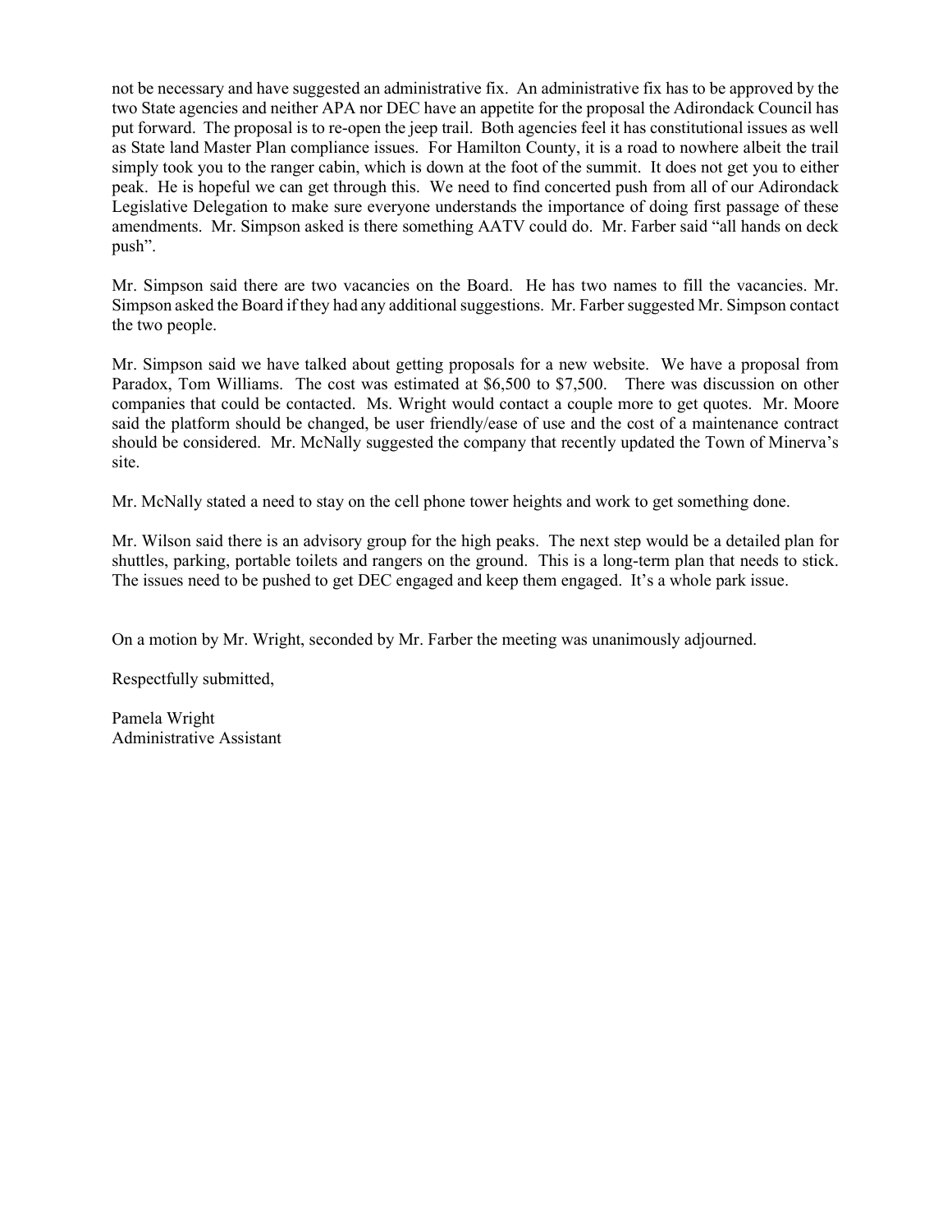not be necessary and have suggested an administrative fix. An administrative fix has to be approved by the two State agencies and neither APA nor DEC have an appetite for the proposal the Adirondack Council has put forward. The proposal is to re-open the jeep trail. Both agencies feel it has constitutional issues as well as State land Master Plan compliance issues. For Hamilton County, it is a road to nowhere albeit the trail simply took you to the ranger cabin, which is down at the foot of the summit. It does not get you to either peak. He is hopeful we can get through this. We need to find concerted push from all of our Adirondack Legislative Delegation to make sure everyone understands the importance of doing first passage of these amendments. Mr. Simpson asked is there something AATV could do. Mr. Farber said "all hands on deck push".

Mr. Simpson said there are two vacancies on the Board. He has two names to fill the vacancies. Mr. Simpson asked the Board if they had any additional suggestions. Mr. Farber suggested Mr. Simpson contact the two people.

Mr. Simpson said we have talked about getting proposals for a new website. We have a proposal from Paradox, Tom Williams. The cost was estimated at $6,500 to $7,500. There was discussion on other companies that could be contacted. Ms. Wright would contact a couple more to get quotes. Mr. Moore said the platform should be changed, be user friendly/ease of use and the cost of a maintenance contract should be considered. Mr. McNally suggested the company that recently updated the Town of Minerva's site.

Mr. McNally stated a need to stay on the cell phone tower heights and work to get something done.

Mr. Wilson said there is an advisory group for the high peaks. The next step would be a detailed plan for shuttles, parking, portable toilets and rangers on the ground. This is a long-term plan that needs to stick. The issues need to be pushed to get DEC engaged and keep them engaged. It's a whole park issue.

On a motion by Mr. Wright, seconded by Mr. Farber the meeting was unanimously adjourned.

Respectfully submitted,

Pamela Wright
Administrative Assistant